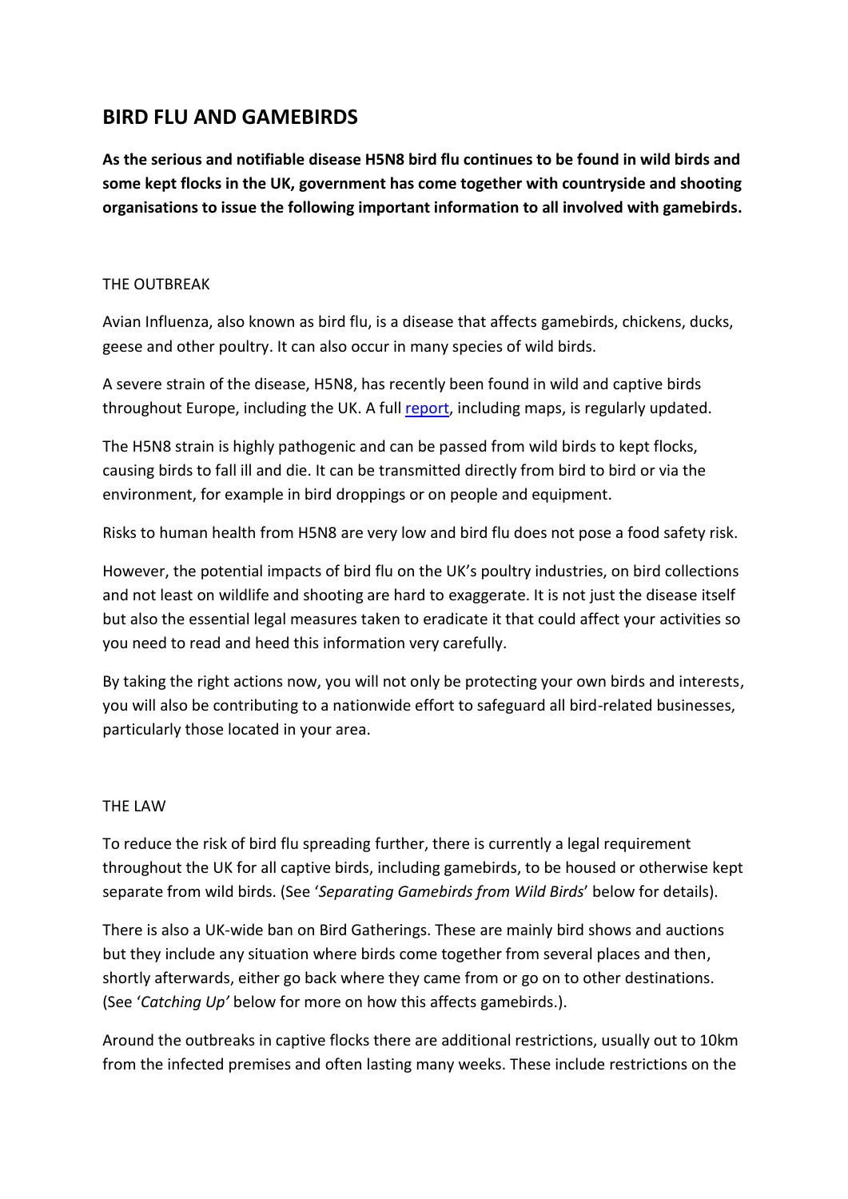# BIRD FLU AND GAMEBIRDS

**As the serious and notifiable disease H5N8 bird flu continues to be found in wild birds and some kept flocks in the UK, government has come together with countryside and shooting organisations to issue the following important information to all involved with gamebirds.**

## THE OUTBREAK

Avian Influenza, also known as bird flu, is a disease that affects gamebirds, chickens, ducks, geese and other poultry. It can also occur in many species of wild birds.

A severe strain of the disease, H5N8, has recently been found in wild and captive birds throughout Europe, including the UK. A full report, including maps, is regularly updated.

The H5N8 strain is highly pathogenic and can be passed from wild birds to kept flocks, causing birds to fall ill and die. It can be transmitted directly from bird to bird or via the environment, for example in bird droppings or on people and equipment.

Risks to human health from H5N8 are very low and bird flu does not pose a food safety risk.

However, the potential impacts of bird flu on the UK's poultry industries, on bird collections and not least on wildlife and shooting are hard to exaggerate. It is not just the disease itself but also the essential legal measures taken to eradicate it that could affect your activities so you need to read and heed this information very carefully.

By taking the right actions now, you will not only be protecting your own birds and interests, you will also be contributing to a nationwide effort to safeguard all bird-related businesses, particularly those located in your area.

## THE LAW

To reduce the risk of bird flu spreading further, there is currently a legal requirement throughout the UK for all captive birds, including gamebirds, to be housed or otherwise kept separate from wild birds. (See '*Separating Gamebirds from Wild Birds*' below for details).

There is also a UK-wide ban on Bird Gatherings. These are mainly bird shows and auctions but they include any situation where birds come together from several places and then, shortly afterwards, either go back where they came from or go on to other destinations. (See '*Catching Up'* below for more on how this affects gamebirds.).

Around the outbreaks in captive flocks there are additional restrictions, usually out to 10km from the infected premises and often lasting many weeks. These include restrictions on the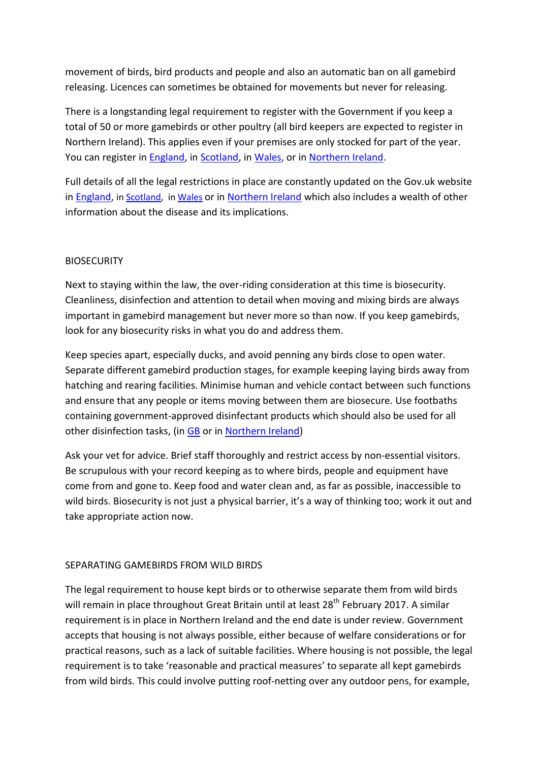movement of birds, bird products and people and also an automatic ban on all gamebird releasing. Licences can sometimes be obtained for movements but never for releasing.

There is a longstanding legal requirement to register with the Government if you keep a total of 50 or more gamebirds or other poultry (all bird keepers are expected to register in Northern Ireland). This applies even if your premises are only stocked for part of the year. You can register in England, in Scotland, in Wales, or in Northern Ireland.

Full details of all the legal restrictions in place are constantly updated on the Gov.uk website in England, in Scotland, in Wales or in Northern Ireland which also includes a wealth of other information about the disease and its implications.

## BIOSECURITY

Next to staying within the law, the over-riding consideration at this time is biosecurity. Cleanliness, disinfection and attention to detail when moving and mixing birds are always important in gamebird management but never more so than now. If you keep gamebirds, look for any biosecurity risks in what you do and address them.

Keep species apart, especially ducks, and avoid penning any birds close to open water. Separate different gamebird production stages, for example keeping laying birds away from hatching and rearing facilities. Minimise human and vehicle contact between such functions and ensure that any people or items moving between them are biosecure. Use footbaths containing government-approved disinfectant products which should also be used for all other disinfection tasks, (in GB or in Northern Ireland)

Ask your vet for advice. Brief staff thoroughly and restrict access by non-essential visitors. Be scrupulous with your record keeping as to where birds, people and equipment have come from and gone to. Keep food and water clean and, as far as possible, inaccessible to wild birds. Biosecurity is not just a physical barrier, it's a way of thinking too; work it out and take appropriate action now.

## SEPARATING GAMEBIRDS FROM WILD BIRDS

The legal requirement to house kept birds or to otherwise separate them from wild birds will remain in place throughout Great Britain until at least 28th February 2017. A similar requirement is in place in Northern Ireland and the end date is under review. Government accepts that housing is not always possible, either because of welfare considerations or for practical reasons, such as a lack of suitable facilities. Where housing is not possible, the legal requirement is to take 'reasonable and practical measures' to separate all kept gamebirds from wild birds. This could involve putting roof-netting over any outdoor pens, for example,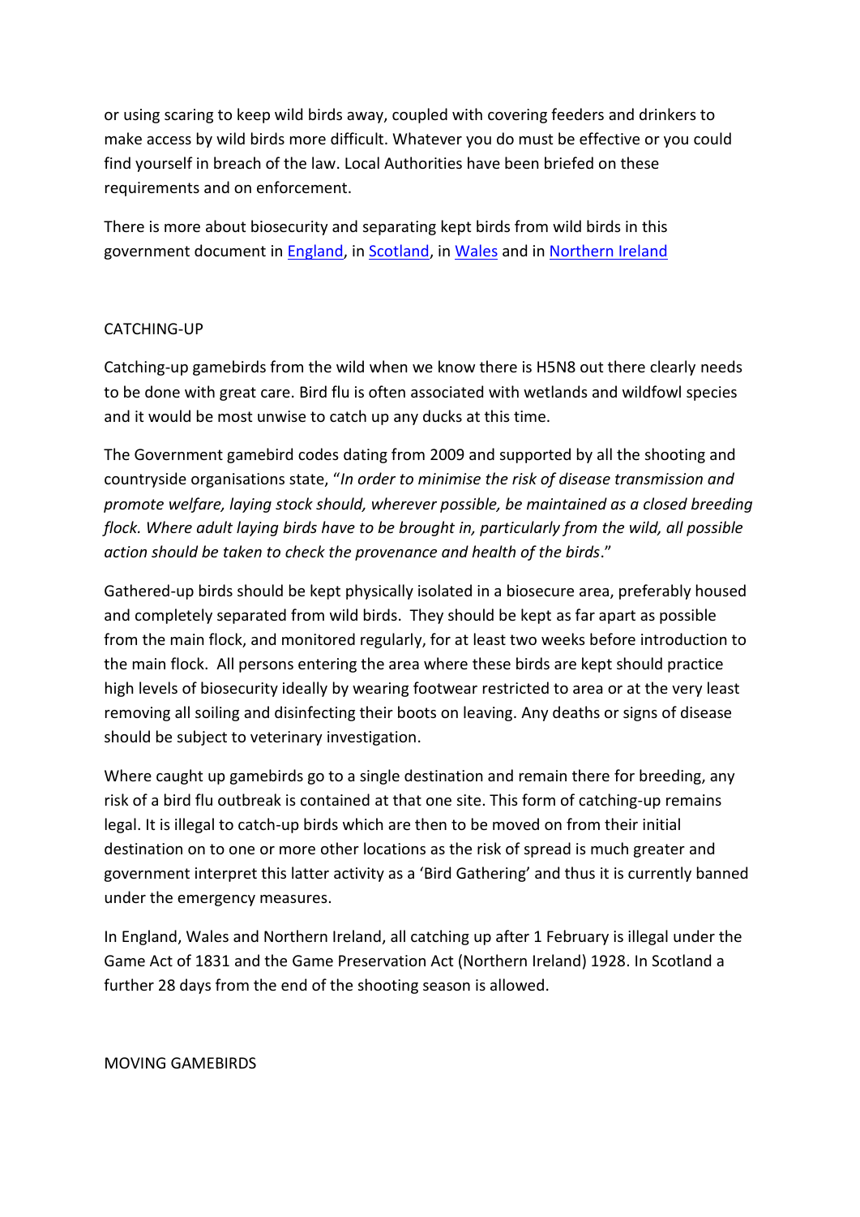or using scaring to keep wild birds away, coupled with covering feeders and drinkers to make access by wild birds more difficult. Whatever you do must be effective or you could find yourself in breach of the law. Local Authorities have been briefed on these requirements and on enforcement.

There is more about biosecurity and separating kept birds from wild birds in this government document in England, in Scotland, in Wales and in Northern Ireland

## CATCHING-UP

Catching-up gamebirds from the wild when we know there is H5N8 out there clearly needs to be done with great care. Bird flu is often associated with wetlands and wildfowl species and it would be most unwise to catch up any ducks at this time.

The Government gamebird codes dating from 2009 and supported by all the shooting and countryside organisations state, "*In order to minimise the risk of disease transmission and promote welfare, laying stock should, wherever possible, be maintained as a closed breeding flock. Where adult laying birds have to be brought in, particularly from the wild, all possible action should be taken to check the provenance and health of the birds*."

Gathered-up birds should be kept physically isolated in a biosecure area, preferably housed and completely separated from wild birds. They should be kept as far apart as possible from the main flock, and monitored regularly, for at least two weeks before introduction to the main flock. All persons entering the area where these birds are kept should practice high levels of biosecurity ideally by wearing footwear restricted to area or at the very least removing all soiling and disinfecting their boots on leaving. Any deaths or signs of disease should be subject to veterinary investigation.

Where caught up gamebirds go to a single destination and remain there for breeding, any risk of a bird flu outbreak is contained at that one site. This form of catching-up remains legal. It is illegal to catch-up birds which are then to be moved on from their initial destination on to one or more other locations as the risk of spread is much greater and government interpret this latter activity as a 'Bird Gathering' and thus it is currently banned under the emergency measures.

In England, Wales and Northern Ireland, all catching up after 1 February is illegal under the Game Act of 1831 and the Game Preservation Act (Northern Ireland) 1928. In Scotland a further 28 days from the end of the shooting season is allowed.

## MOVING GAMEBIRDS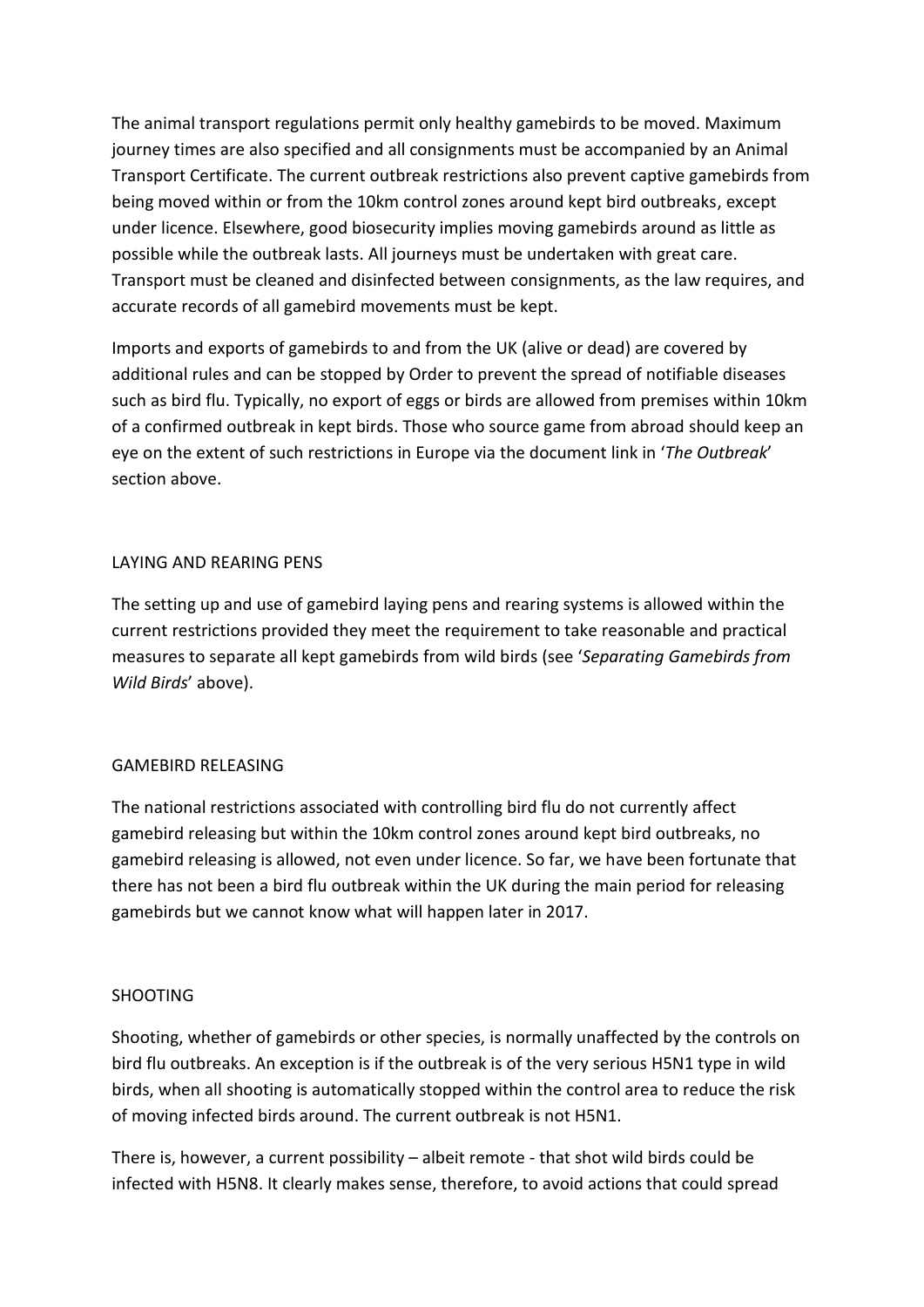The animal transport regulations permit only healthy gamebirds to be moved. Maximum journey times are also specified and all consignments must be accompanied by an Animal Transport Certificate. The current outbreak restrictions also prevent captive gamebirds from being moved within or from the 10km control zones around kept bird outbreaks, except under licence. Elsewhere, good biosecurity implies moving gamebirds around as little as possible while the outbreak lasts. All journeys must be undertaken with great care. Transport must be cleaned and disinfected between consignments, as the law requires, and accurate records of all gamebird movements must be kept.

Imports and exports of gamebirds to and from the UK (alive or dead) are covered by additional rules and can be stopped by Order to prevent the spread of notifiable diseases such as bird flu. Typically, no export of eggs or birds are allowed from premises within 10km of a confirmed outbreak in kept birds. Those who source game from abroad should keep an eye on the extent of such restrictions in Europe via the document link in '*The Outbreak*' section above.

## LAYING AND REARING PENS

The setting up and use of gamebird laying pens and rearing systems is allowed within the current restrictions provided they meet the requirement to take reasonable and practical measures to separate all kept gamebirds from wild birds (see '*Separating Gamebirds from Wild Birds*' above).

## GAMEBIRD RELEASING

The national restrictions associated with controlling bird flu do not currently affect gamebird releasing but within the 10km control zones around kept bird outbreaks, no gamebird releasing is allowed, not even under licence. So far, we have been fortunate that there has not been a bird flu outbreak within the UK during the main period for releasing gamebirds but we cannot know what will happen later in 2017.

## SHOOTING

Shooting, whether of gamebirds or other species, is normally unaffected by the controls on bird flu outbreaks. An exception is if the outbreak is of the very serious H5N1 type in wild birds, when all shooting is automatically stopped within the control area to reduce the risk of moving infected birds around. The current outbreak is not H5N1.

There is, however, a current possibility – albeit remote - that shot wild birds could be infected with H5N8. It clearly makes sense, therefore, to avoid actions that could spread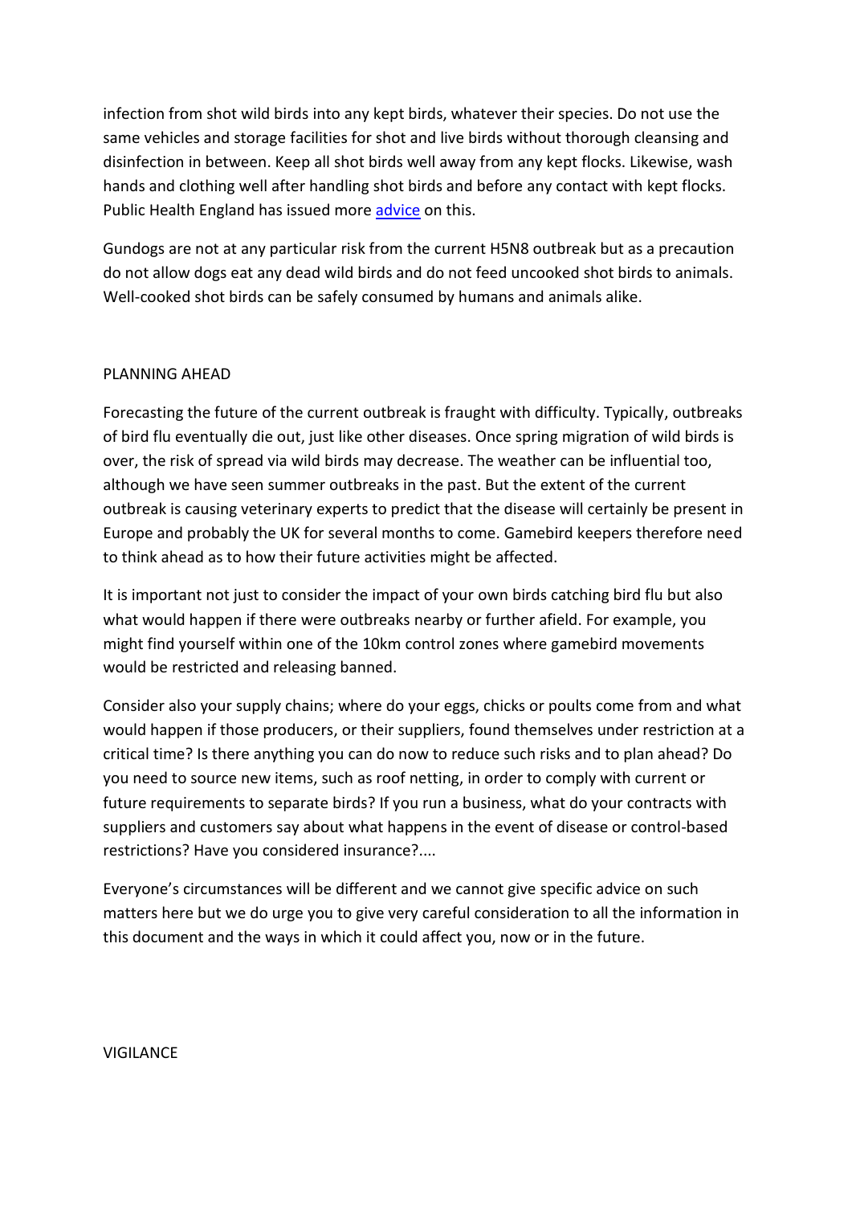infection from shot wild birds into any kept birds, whatever their species. Do not use the same vehicles and storage facilities for shot and live birds without thorough cleansing and disinfection in between. Keep all shot birds well away from any kept flocks. Likewise, wash hands and clothing well after handling shot birds and before any contact with kept flocks. Public Health England has issued more advice on this.

Gundogs are not at any particular risk from the current H5N8 outbreak but as a precaution do not allow dogs eat any dead wild birds and do not feed uncooked shot birds to animals. Well-cooked shot birds can be safely consumed by humans and animals alike.

## PLANNING AHEAD

Forecasting the future of the current outbreak is fraught with difficulty. Typically, outbreaks of bird flu eventually die out, just like other diseases. Once spring migration of wild birds is over, the risk of spread via wild birds may decrease. The weather can be influential too, although we have seen summer outbreaks in the past. But the extent of the current outbreak is causing veterinary experts to predict that the disease will certainly be present in Europe and probably the UK for several months to come. Gamebird keepers therefore need to think ahead as to how their future activities might be affected.

It is important not just to consider the impact of your own birds catching bird flu but also what would happen if there were outbreaks nearby or further afield. For example, you might find yourself within one of the 10km control zones where gamebird movements would be restricted and releasing banned.

Consider also your supply chains; where do your eggs, chicks or poults come from and what would happen if those producers, or their suppliers, found themselves under restriction at a critical time? Is there anything you can do now to reduce such risks and to plan ahead? Do you need to source new items, such as roof netting, in order to comply with current or future requirements to separate birds? If you run a business, what do your contracts with suppliers and customers say about what happens in the event of disease or control-based restrictions? Have you considered insurance?....

Everyone's circumstances will be different and we cannot give specific advice on such matters here but we do urge you to give very careful consideration to all the information in this document and the ways in which it could affect you, now or in the future.

## VIGILANCE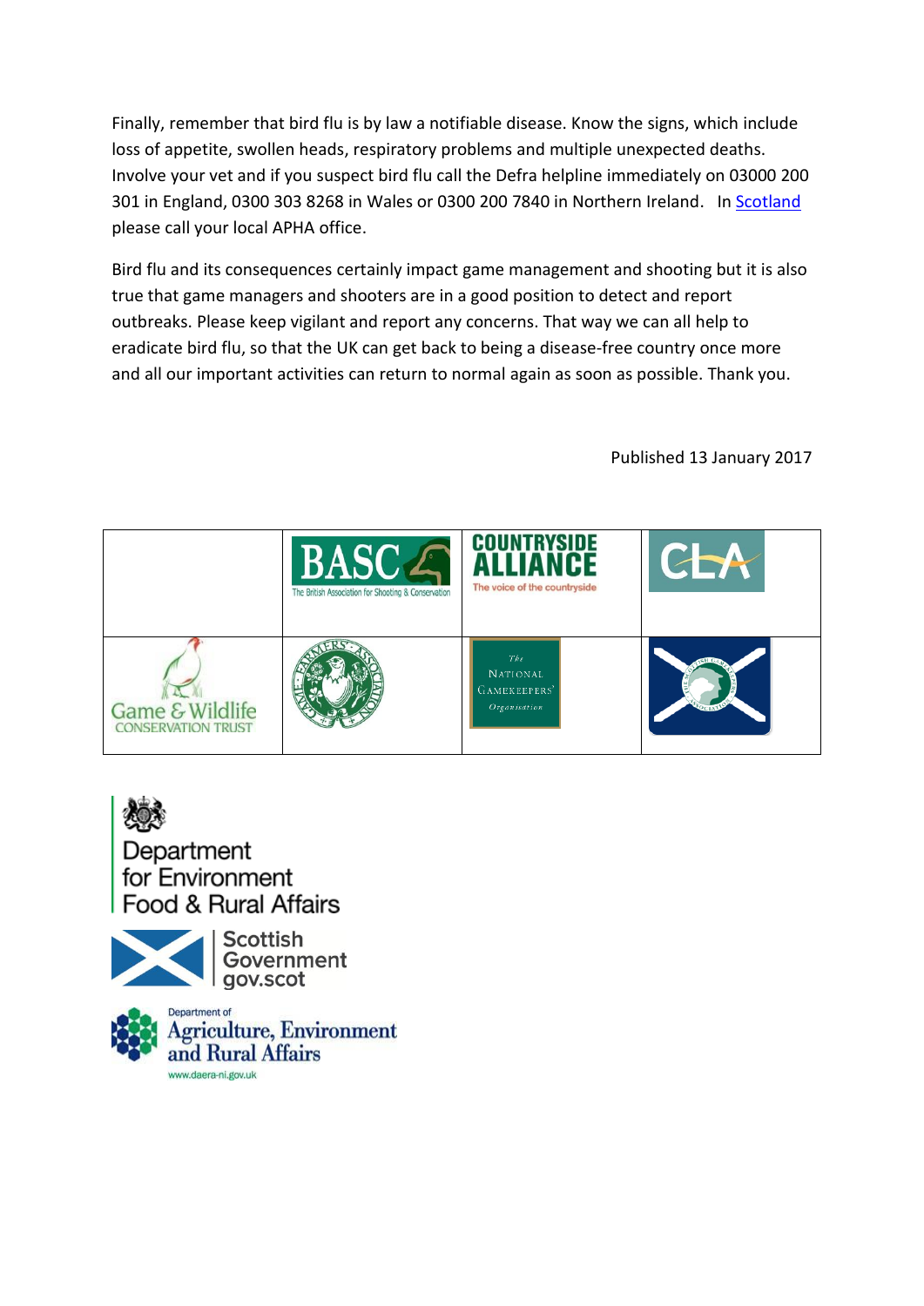Finally, remember that bird flu is by law a notifiable disease. Know the signs, which include loss of appetite, swollen heads, respiratory problems and multiple unexpected deaths. Involve your vet and if you suspect bird flu call the Defra helpline immediately on 03000 200 301 in England, 0300 303 8268 in Wales or 0300 200 7840 in Northern Ireland. In Scotland please call your local APHA office.

Bird flu and its consequences certainly impact game management and shooting but it is also true that game managers and shooters are in a good position to detect and report outbreaks. Please keep vigilant and report any concerns. That way we can all help to eradicate bird flu, so that the UK can get back to being a disease-free country once more and all our important activities can return to normal again as soon as possible. Thank you.

Published 13 January 2017

| | | | |
|---|---|---|---|
| | BASC The British Association for Shooting & Conservation | COUNTRYSIDE ALLIANCE The voice of the countryside | CLA |
| Game & Wildlife CONSERVATION TRUST | GAME FARMERS' ASSOCIATION | The NATIONAL GAMEKEEPERS' Organisation | THE SCOTTISH GAMEKEEPERS ASSOCIATION |

Department for Environment Food & Rural Affairs

Scottish Government gov.scot

Department of Agriculture, Environment and Rural Affairs www.daera-ni.gov.uk